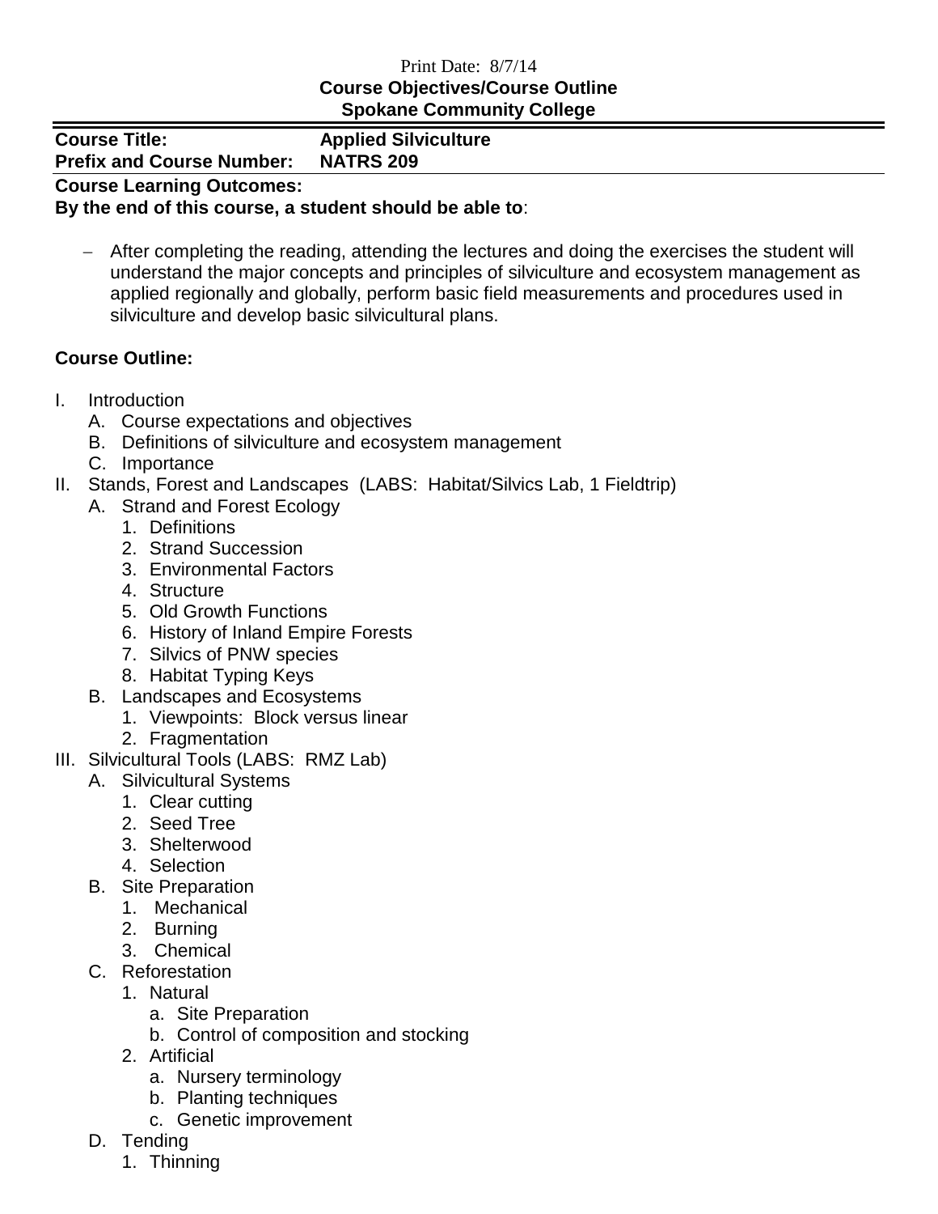Print Date: 8/7/14

**Course Objectives/Course Outline**

**Spokane Community College**

**Course Title:** **Applied Silviculture**

**Prefix and Course Number:** **NATRS 209**

**Course Learning Outcomes:**

**By the end of this course, a student should be able to**:

- After completing the reading, attending the lectures and doing the exercises the student will understand the major concepts and principles of silviculture and ecosystem management as applied regionally and globally, perform basic field measurements and procedures used in silviculture and develop basic silvicultural plans.

**Course Outline:**

I. Introduction
   A. Course expectations and objectives
   B. Definitions of silviculture and ecosystem management
   C. Importance
II. Stands, Forest and Landscapes (LABS: Habitat/Silvics Lab, 1 Fieldtrip)
   A. Strand and Forest Ecology
      1. Definitions
      2. Strand Succession
      3. Environmental Factors
      4. Structure
      5. Old Growth Functions
      6. History of Inland Empire Forests
      7. Silvics of PNW species
      8. Habitat Typing Keys
   B. Landscapes and Ecosystems
      1. Viewpoints: Block versus linear
      2. Fragmentation
III. Silvicultural Tools (LABS: RMZ Lab)
   A. Silvicultural Systems
      1. Clear cutting
      2. Seed Tree
      3. Shelterwood
      4. Selection
   B. Site Preparation
      1. Mechanical
      2. Burning
      3. Chemical
   C. Reforestation
      1. Natural
         a. Site Preparation
         b. Control of composition and stocking
      2. Artificial
         a. Nursery terminology
         b. Planting techniques
         c. Genetic improvement
   D. Tending
      1. Thinning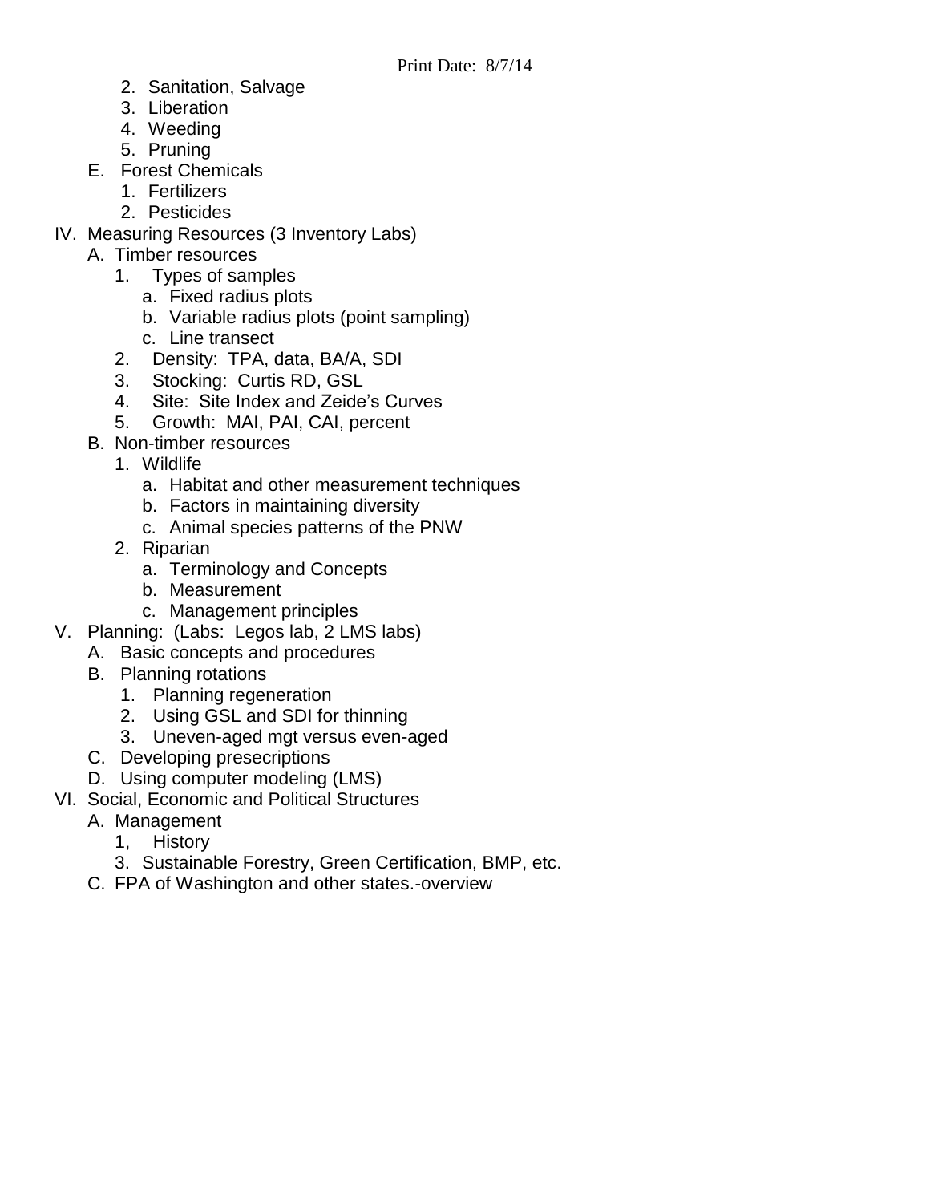2. Sanitation, Salvage
3. Liberation
4. Weeding
5. Pruning

E. Forest Chemicals
1. Fertilizers
2. Pesticides

IV. Measuring Resources (3 Inventory Labs)
- A. Timber resources
  1. Types of samples
     - a. Fixed radius plots
     - b. Variable radius plots (point sampling)
     - c. Line transect
  2. Density: TPA, data, BA/A, SDI
  3. Stocking: Curtis RD, GSL
  4. Site: Site Index and Zeide's Curves
  5. Growth: MAI, PAI, CAI, percent
- B. Non-timber resources
  1. Wildlife
     - a. Habitat and other measurement techniques
     - b. Factors in maintaining diversity
     - c. Animal species patterns of the PNW
  2. Riparian
     - a. Terminology and Concepts
     - b. Measurement
     - c. Management principles

V. Planning: (Labs: Legos lab, 2 LMS labs)
- A. Basic concepts and procedures
- B. Planning rotations
  1. Planning regeneration
  2. Using GSL and SDI for thinning
  3. Uneven-aged mgt versus even-aged
- C. Developing presecriptions
- D. Using computer modeling (LMS)

VI. Social, Economic and Political Structures
- A. Management
  - 1, History
  - 3. Sustainable Forestry, Green Certification, BMP, etc.
- C. FPA of Washington and other states.-overview